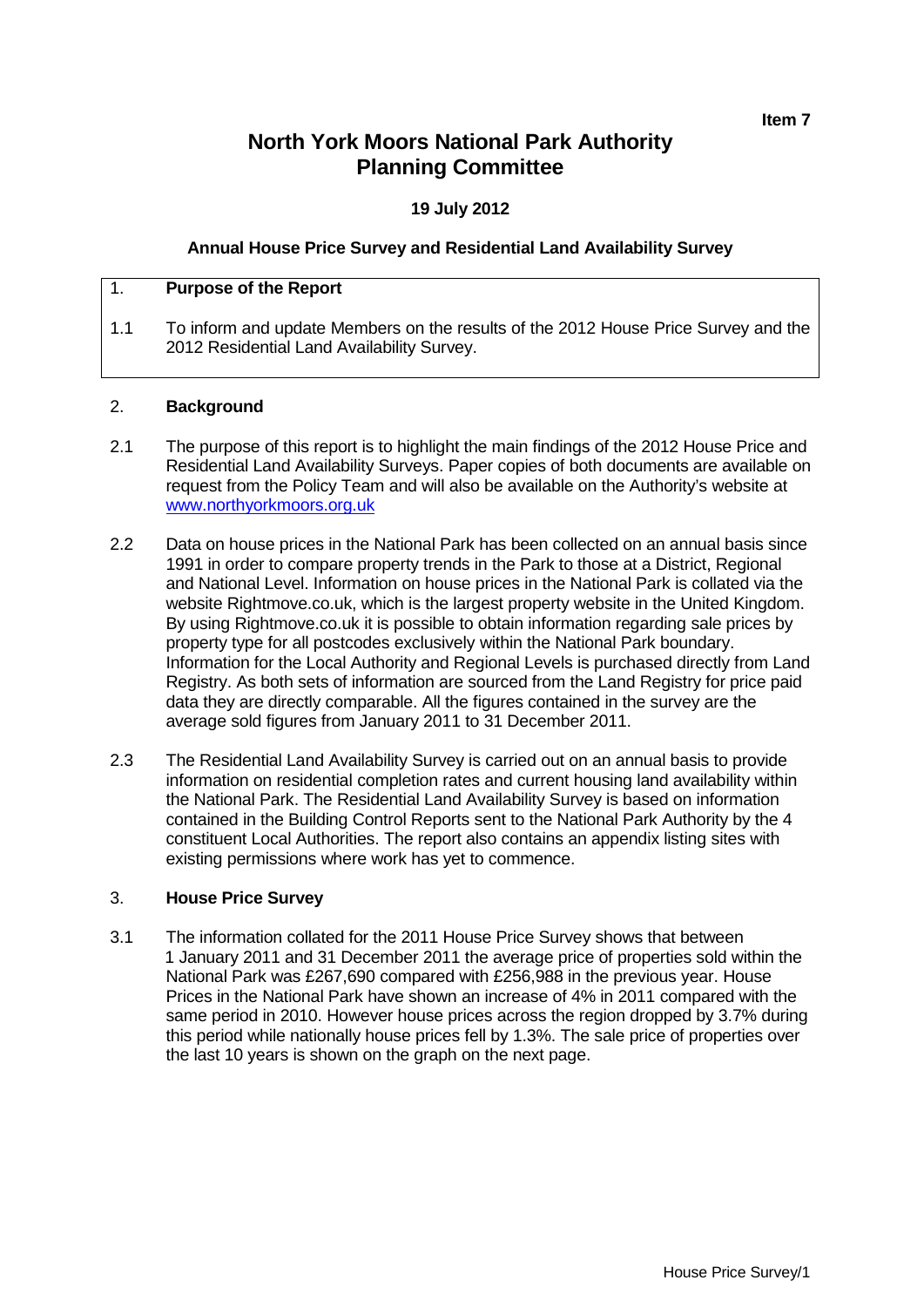Item 7

# North York Moors National Park Authority Planning Committee

**19 July 2012**

**Annual House Price Survey and Residential Land Availability Survey**

## 1. Purpose of the Report

1.1 To inform and update Members on the results of the 2012 House Price Survey and the 2012 Residential Land Availability Survey.

## 2. Background

2.1 The purpose of this report is to highlight the main findings of the 2012 House Price and Residential Land Availability Surveys. Paper copies of both documents are available on request from the Policy Team and will also be available on the Authority's website at www.northyorkmoors.org.uk

2.2 Data on house prices in the National Park has been collected on an annual basis since 1991 in order to compare property trends in the Park to those at a District, Regional and National Level. Information on house prices in the National Park is collated via the website Rightmove.co.uk, which is the largest property website in the United Kingdom. By using Rightmove.co.uk it is possible to obtain information regarding sale prices by property type for all postcodes exclusively within the National Park boundary. Information for the Local Authority and Regional Levels is purchased directly from Land Registry. As both sets of information are sourced from the Land Registry for price paid data they are directly comparable. All the figures contained in the survey are the average sold figures from January 2011 to 31 December 2011.

2.3 The Residential Land Availability Survey is carried out on an annual basis to provide information on residential completion rates and current housing land availability within the National Park. The Residential Land Availability Survey is based on information contained in the Building Control Reports sent to the National Park Authority by the 4 constituent Local Authorities. The report also contains an appendix listing sites with existing permissions where work has yet to commence.

## 3. House Price Survey

3.1 The information collated for the 2011 House Price Survey shows that between 1 January 2011 and 31 December 2011 the average price of properties sold within the National Park was £267,690 compared with £256,988 in the previous year. House Prices in the National Park have shown an increase of 4% in 2011 compared with the same period in 2010. However house prices across the region dropped by 3.7% during this period while nationally house prices fell by 1.3%. The sale price of properties over the last 10 years is shown on the graph on the next page.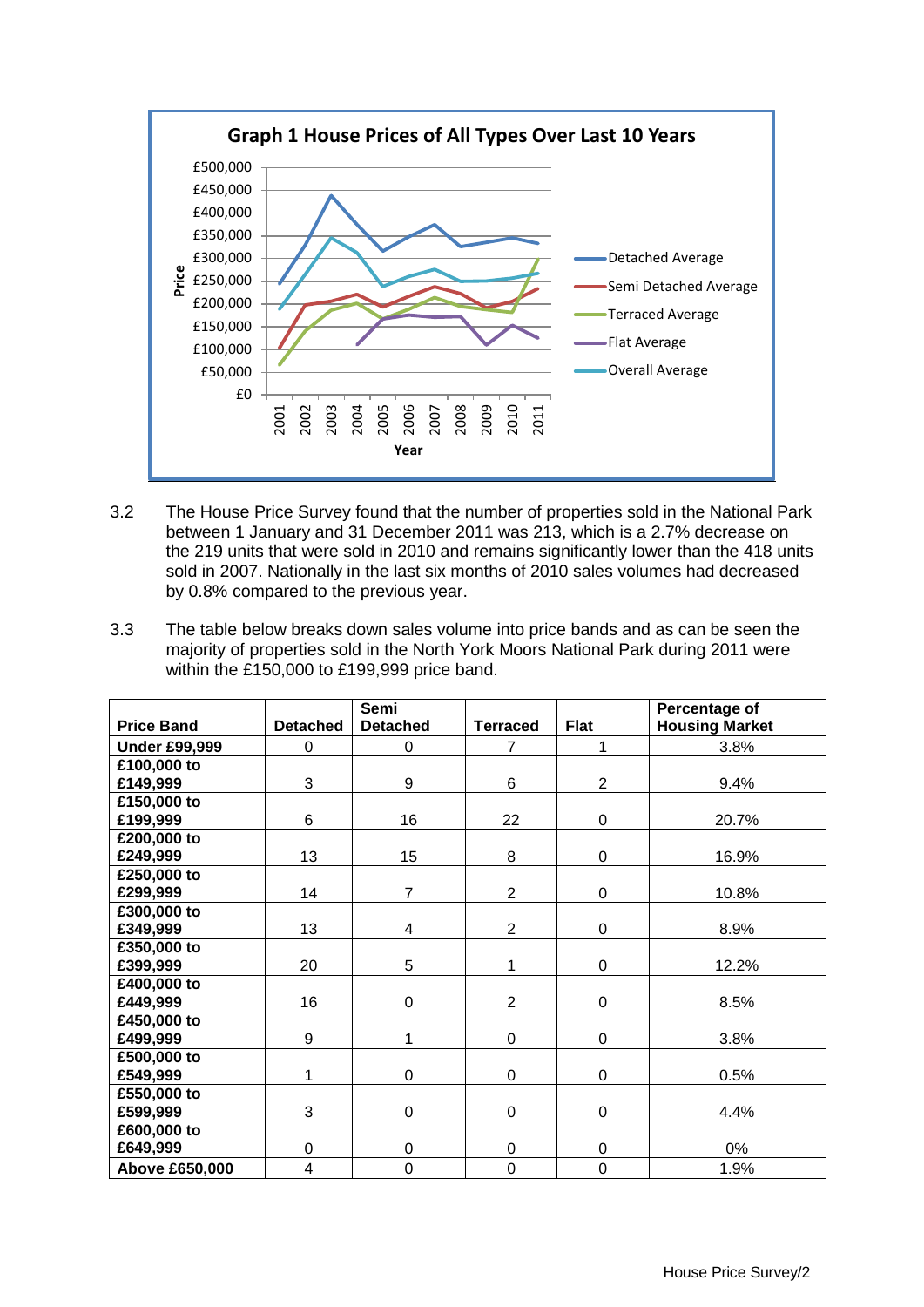**Graph 1 House Prices of All Types Over Last 10 Years**

3.2 The House Price Survey found that the number of properties sold in the National Park between 1 January and 31 December 2011 was 213, which is a 2.7% decrease on the 219 units that were sold in 2010 and remains significantly lower than the 418 units sold in 2007. Nationally in the last six months of 2010 sales volumes had decreased by 0.8% compared to the previous year.

3.3 The table below breaks down sales volume into price bands and as can be seen the majority of properties sold in the North York Moors National Park during 2011 were within the £150,000 to £199,999 price band.

| Price Band | Detached | Semi Detached | Terraced | Flat | Percentage of Housing Market |
|---|---|---|---|---|---|
| **Under £99,999** | 0 | 0 | 7 | 1 | 3.8% |
| **£100,000 to £149,999** | 3 | 9 | 6 | 2 | 9.4% |
| **£150,000 to £199,999** | 6 | 16 | 22 | 0 | 20.7% |
| **£200,000 to £249,999** | 13 | 15 | 8 | 0 | 16.9% |
| **£250,000 to £299,999** | 14 | 7 | 2 | 0 | 10.8% |
| **£300,000 to £349,999** | 13 | 4 | 2 | 0 | 8.9% |
| **£350,000 to £399,999** | 20 | 5 | 1 | 0 | 12.2% |
| **£400,000 to £449,999** | 16 | 0 | 2 | 0 | 8.5% |
| **£450,000 to £499,999** | 9 | 1 | 0 | 0 | 3.8% |
| **£500,000 to £549,999** | 1 | 0 | 0 | 0 | 0.5% |
| **£550,000 to £599,999** | 3 | 0 | 0 | 0 | 4.4% |
| **£600,000 to £649,999** | 0 | 0 | 0 | 0 | 0% |
| **Above £650,000** | 4 | 0 | 0 | 0 | 1.9% |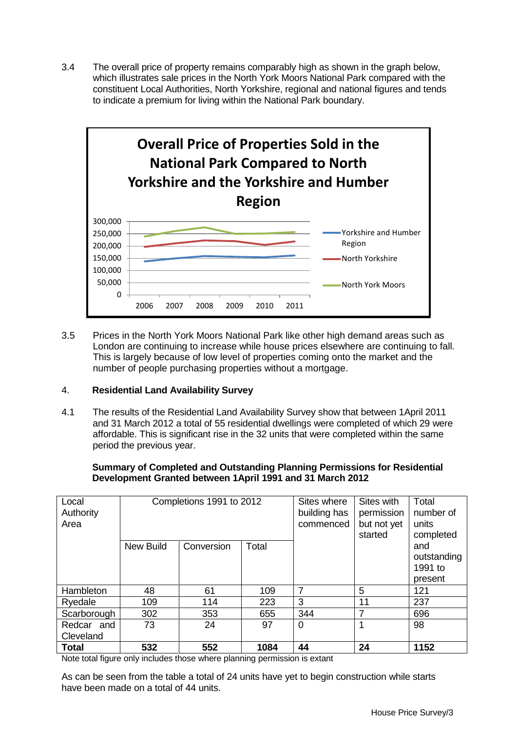3.4 The overall price of property remains comparably high as shown in the graph below, which illustrates sale prices in the North York Moors National Park compared with the constituent Local Authorities, North Yorkshire, regional and national figures and tends to indicate a premium for living within the National Park boundary.

**Overall Price of Properties Sold in the National Park Compared to North Yorkshire and the Yorkshire and Humber Region**

3.5 Prices in the North York Moors National Park like other high demand areas such as London are continuing to increase while house prices elsewhere are continuing to fall. This is largely because of low level of properties coming onto the market and the number of people purchasing properties without a mortgage.

## 4. Residential Land Availability Survey

4.1 The results of the Residential Land Availability Survey show that between 1April 2011 and 31 March 2012 a total of 55 residential dwellings were completed of which 29 were affordable. This is significant rise in the 32 units that were completed within the same period the previous year.

**Summary of Completed and Outstanding Planning Permissions for Residential Development Granted between 1April 1991 and 31 March 2012**

| Local Authority Area | Completions 1991 to 2012 | | | Sites where building has commenced | Sites with permission but not yet started | Total number of units completed and outstanding 1991 to present |
|---|---|---|---|---|---|---|
| | New Build | Conversion | Total | | | |
| Hambleton | 48 | 61 | 109 | 7 | 5 | 121 |
| Ryedale | 109 | 114 | 223 | 3 | 11 | 237 |
| Scarborough | 302 | 353 | 655 | 344 | 7 | 696 |
| Redcar and Cleveland | 73 | 24 | 97 | 0 | 1 | 98 |
| **Total** | **532** | **552** | **1084** | **44** | **24** | **1152** |

Note total figure only includes those where planning permission is extant

As can be seen from the table a total of 24 units have yet to begin construction while starts have been made on a total of 44 units.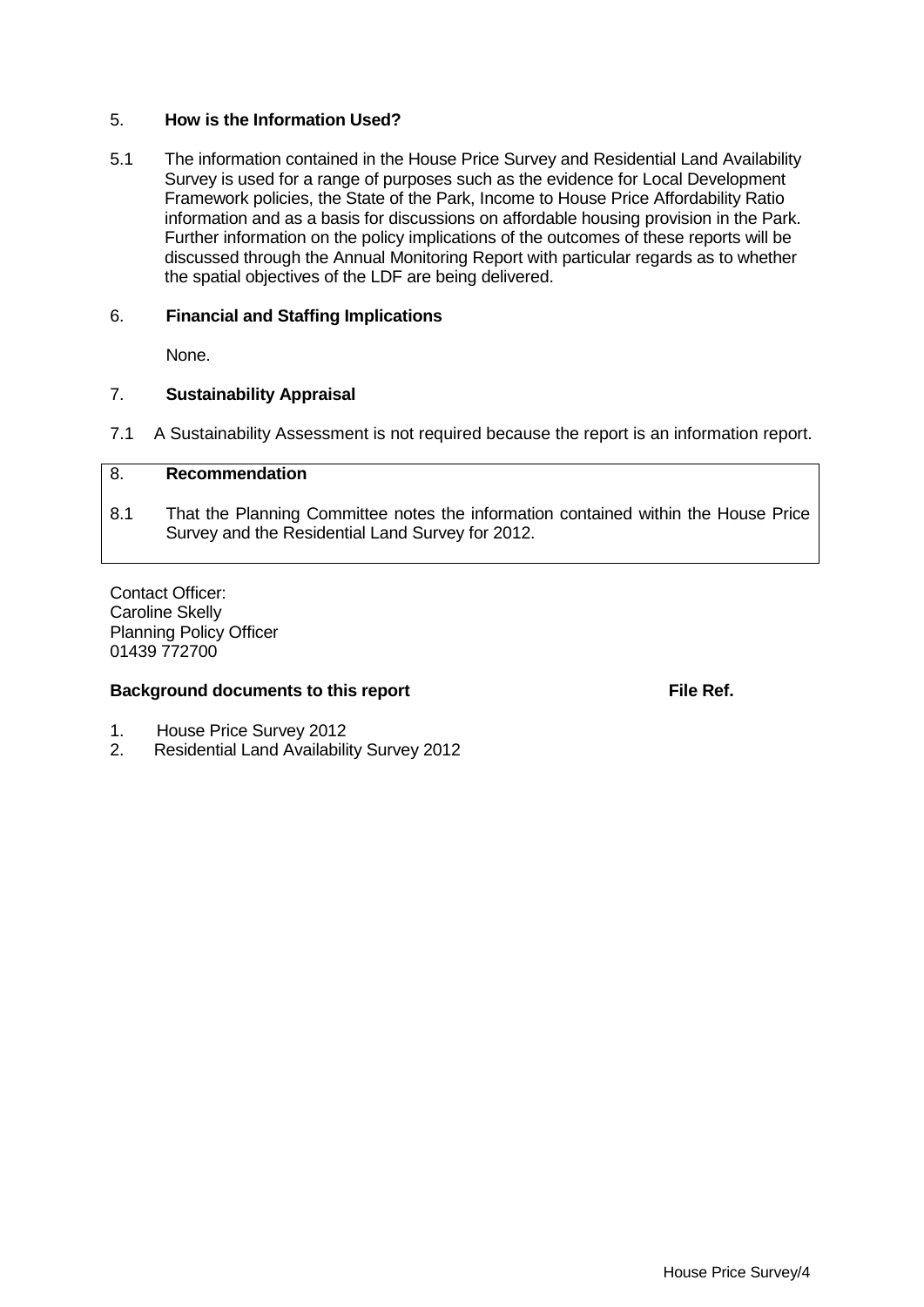## 5. How is the Information Used?

5.1 The information contained in the House Price Survey and Residential Land Availability Survey is used for a range of purposes such as the evidence for Local Development Framework policies, the State of the Park, Income to House Price Affordability Ratio information and as a basis for discussions on affordable housing provision in the Park. Further information on the policy implications of the outcomes of these reports will be discussed through the Annual Monitoring Report with particular regards as to whether the spatial objectives of the LDF are being delivered.

## 6. Financial and Staffing Implications

None.

## 7. Sustainability Appraisal

7.1 A Sustainability Assessment is not required because the report is an information report.

## 8. Recommendation

8.1 That the Planning Committee notes the information contained within the House Price Survey and the Residential Land Survey for 2012.

Contact Officer:
Caroline Skelly
Planning Policy Officer
01439 772700

**Background documents to this report** **File Ref.**

1. House Price Survey 2012
2. Residential Land Availability Survey 2012